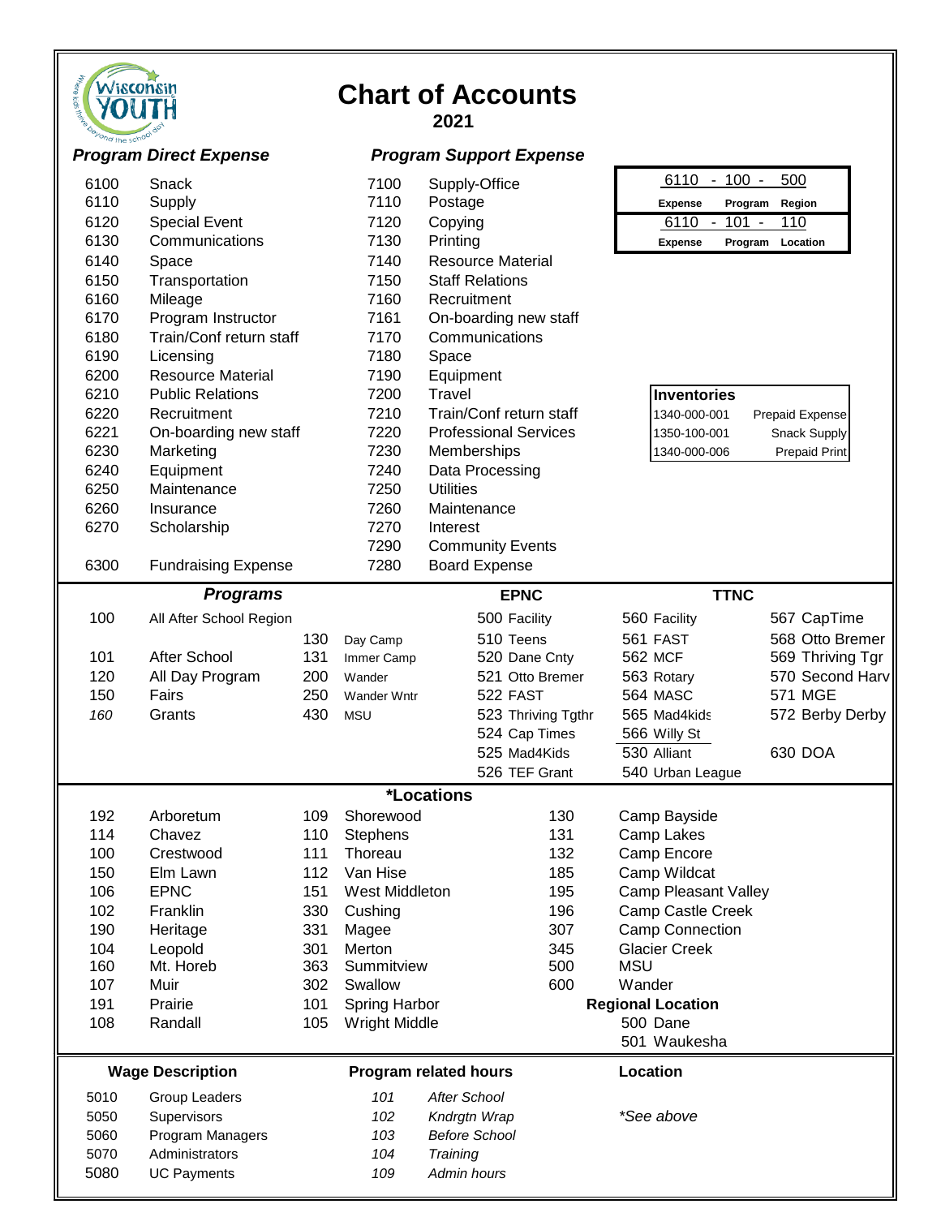# Chart of Accounts

**2021**

## Program Direct Expense / Program Support Expense

| Program Direct Expense | | Program Support Expense | |
|---|---|---|---|
| 6100 | Snack | 7100 | Supply-Office |
| 6110 | Supply | 7110 | Postage |
| 6120 | Special Event | 7120 | Copying |
| 6130 | Communications | 7130 | Printing |
| 6140 | Space | 7140 | Resource Material |
| 6150 | Transportation | 7150 | Staff Relations |
| 6160 | Mileage | 7160 | Recruitment |
| 6170 | Program Instructor | 7161 | On-boarding new staff |
| 6180 | Train/Conf return staff | 7170 | Communications |
| 6190 | Licensing | 7180 | Space |
| 6200 | Resource Material | 7190 | Equipment |
| 6210 | Public Relations | 7200 | Travel |
| 6220 | Recruitment | 7210 | Train/Conf return staff |
| 6221 | On-boarding new staff | 7220 | Professional Services |
| 6230 | Marketing | 7230 | Memberships |
| 6240 | Equipment | 7240 | Data Processing |
| 6250 | Maintenance | 7250 | Utilities |
| 6260 | Insurance | 7260 | Maintenance |
| 6270 | Scholarship | 7270 | Interest |
| | | 7290 | Community Events |
| 6300 | Fundraising Expense | 7280 | Board Expense |

| 6110 - 100 - 500 | | |
|---|---|---|
| Expense | Program | Region |
| **6110 - 101 - 110** | | |
| Expense | Program | Location |

| Inventories | |
|---|---|
| 1340-000-001 | Prepaid Expense |
| 1350-100-001 | Snack Supply |
| 1340-000-006 | Prepaid Print |

## Programs

| Programs | | | | EPNC | TTNC | |
|---|---|---|---|---|---|---|
| 100 | All After School Region | | | 500 Facility | 560 Facility | 567 CapTime |
| | | 130 | Day Camp | 510 Teens | 561 FAST | 568 Otto Bremer |
| 101 | After School | 131 | Immer Camp | 520 Dane Cnty | 562 MCF | 569 Thriving Tgr |
| 120 | All Day Program | 200 | Wander | 521 Otto Bremer | 563 Rotary | 570 Second Harv |
| 150 | Fairs | 250 | Wander Wntr | 522 FAST | 564 MASC | 571 MGE |
| *160* | Grants | 430 | MSU | 523 Thriving Tgthr | 565 Mad4kids | 572 Berby Derby |
| | | | | 524 Cap Times | 566 Willy St | |
| | | | | 525 Mad4Kids | 530 Alliant | 630 DOA |
| | | | | 526 TEF Grant | 540 Urban League | |

## *Locations

| | | | | | |
|---|---|---|---|---|---|
| 192 | Arboretum | 109 | Shorewood | 130 | Camp Bayside |
| 114 | Chavez | 110 | Stephens | 131 | Camp Lakes |
| 100 | Crestwood | 111 | Thoreau | 132 | Camp Encore |
| 150 | Elm Lawn | 112 | Van Hise | 185 | Camp Wildcat |
| 106 | EPNC | 151 | West Middleton | 195 | Camp Pleasant Valley |
| 102 | Franklin | 330 | Cushing | 196 | Camp Castle Creek |
| 190 | Heritage | 331 | Magee | 307 | Camp Connection |
| 104 | Leopold | 301 | Merton | 345 | Glacier Creek |
| 160 | Mt. Horeb | 363 | Summitview | 500 | MSU |
| 107 | Muir | 302 | Swallow | 600 | Wander |
| 191 | Prairie | 101 | Spring Harbor | | **Regional Location** |
| 108 | Randall | 105 | Wright Middle | | 500 Dane |
| | | | | | 501 Waukesha |

## Wage Description / Program related hours / Location

| Wage Description | | Program related hours | | Location |
|---|---|---|---|---|
| 5010 | Group Leaders | *101* | *After School* | |
| 5050 | Supervisors | *102* | *Kndrgtn Wrap* | *\*See above* |
| 5060 | Program Managers | *103* | *Before School* | |
| 5070 | Administrators | *104* | *Training* | |
| 5080 | UC Payments | *109* | *Admin hours* | |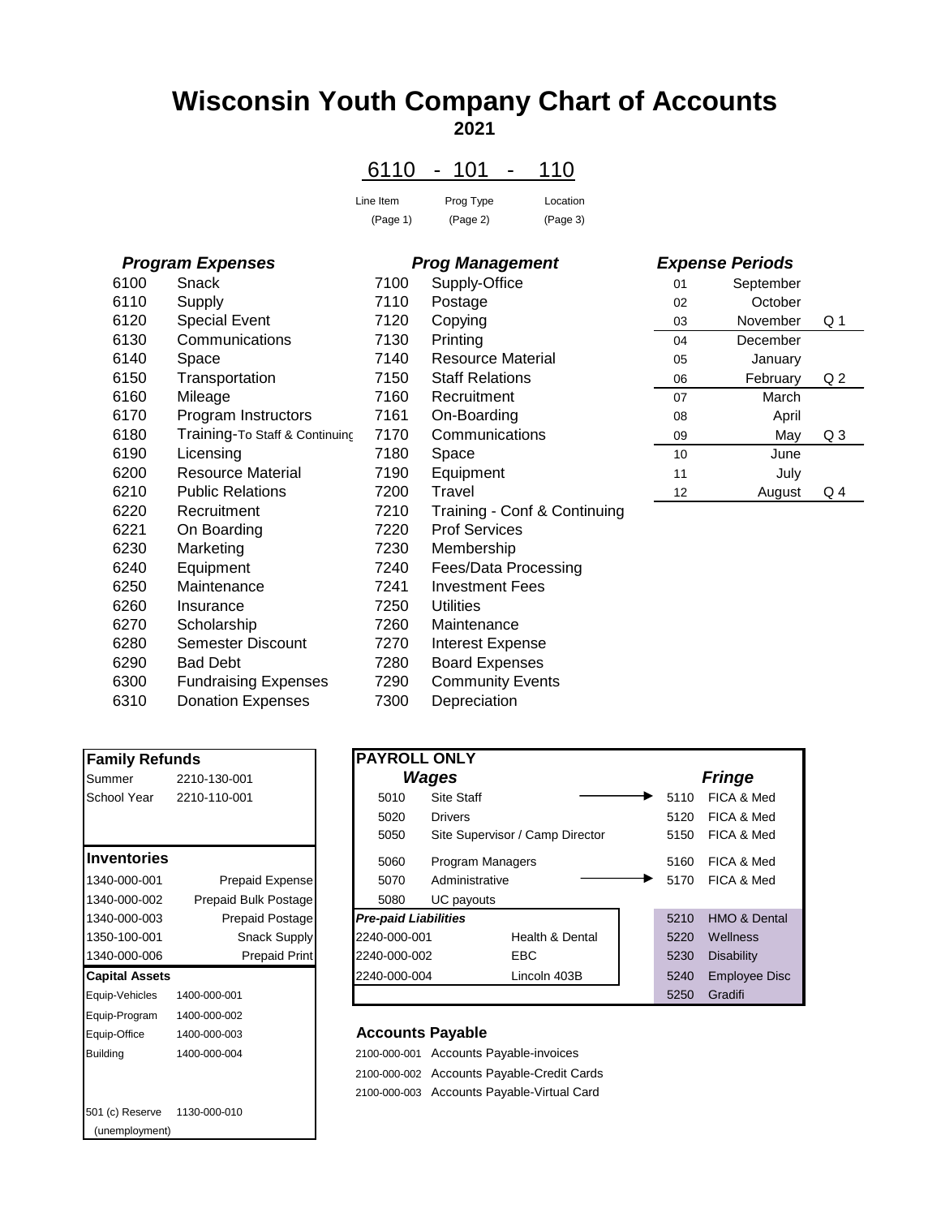# Wisconsin Youth Company Chart of Accounts

**2021**

6110 - 101 - 110

| Line Item | Prog Type | Location |
|---|---|---|
| (Page 1) | (Page 2) | (Page 3) |

| *Program Expenses* | | *Prog Management* | |
|---|---|---|---|
| 6100 | Snack | 7100 | Supply-Office |
| 6110 | Supply | 7110 | Postage |
| 6120 | Special Event | 7120 | Copying |
| 6130 | Communications | 7130 | Printing |
| 6140 | Space | 7140 | Resource Material |
| 6150 | Transportation | 7150 | Staff Relations |
| 6160 | Mileage | 7160 | Recruitment |
| 6170 | Program Instructors | 7161 | On-Boarding |
| 6180 | Training-To Staff & Continuing | 7170 | Communications |
| 6190 | Licensing | 7180 | Space |
| 6200 | Resource Material | 7190 | Equipment |
| 6210 | Public Relations | 7200 | Travel |
| 6220 | Recruitment | 7210 | Training - Conf & Continuing |
| 6221 | On Boarding | 7220 | Prof Services |
| 6230 | Marketing | 7230 | Membership |
| 6240 | Equipment | 7240 | Fees/Data Processing |
| 6250 | Maintenance | 7241 | Investment Fees |
| 6260 | Insurance | 7250 | Utilities |
| 6270 | Scholarship | 7260 | Maintenance |
| 6280 | Semester Discount | 7270 | Interest Expense |
| 6290 | Bad Debt | 7280 | Board Expenses |
| 6300 | Fundraising Expenses | 7290 | Community Events |
| 6310 | Donation Expenses | 7300 | Depreciation |

| *Expense Periods* | | |
|---|---|---|
| 01 | September | |
| 02 | October | |
| 03 | November | Q 1 |
| 04 | December | |
| 05 | January | |
| 06 | February | Q 2 |
| 07 | March | |
| 08 | April | |
| 09 | May | Q 3 |
| 10 | June | |
| 11 | July | |
| 12 | August | Q 4 |

| **Family Refunds** | |
|---|---|
| Summer | 2210-130-001 |
| School Year | 2210-110-001 |

| **Inventories** | |
|---|---|
| 1340-000-001 | Prepaid Expense |
| 1340-000-002 | Prepaid Bulk Postage |
| 1340-000-003 | Prepaid Postage |
| 1350-100-001 | Snack Supply |
| 1340-000-006 | Prepaid Print |

| **Capital Assets** | |
|---|---|
| Equip-Vehicles | 1400-000-001 |
| Equip-Program | 1400-000-002 |
| Equip-Office | 1400-000-003 |
| Building | 1400-000-004 |
| 501 (c) Reserve (unemployment) | 1130-000-010 |

**PAYROLL ONLY**

| *Wages* | | *Fringe* | |
|---|---|---|---|
| 5010 | Site Staff → | 5110 | FICA & Med |
| 5020 | Drivers | 5120 | FICA & Med |
| 5050 | Site Supervisor / Camp Director | 5150 | FICA & Med |
| 5060 | Program Managers | 5160 | FICA & Med |
| 5070 | Administrative → | 5170 | FICA & Med |
| 5080 | UC payouts | | |

| *Pre-paid Liabilities* | | | |
|---|---|---|---|
| 2240-000-001 | Health & Dental | 5210 | HMO & Dental |
| 2240-000-002 | EBC | 5220 | Wellness |
| 2240-000-004 | Lincoln 403B | 5230 | Disability |
| | | 5240 | Employee Disc |
| | | 5250 | Gradifi |

**Accounts Payable**

| | |
|---|---|
| 2100-000-001 | Accounts Payable-invoices |
| 2100-000-002 | Accounts Payable-Credit Cards |
| 2100-000-003 | Accounts Payable-Virtual Card |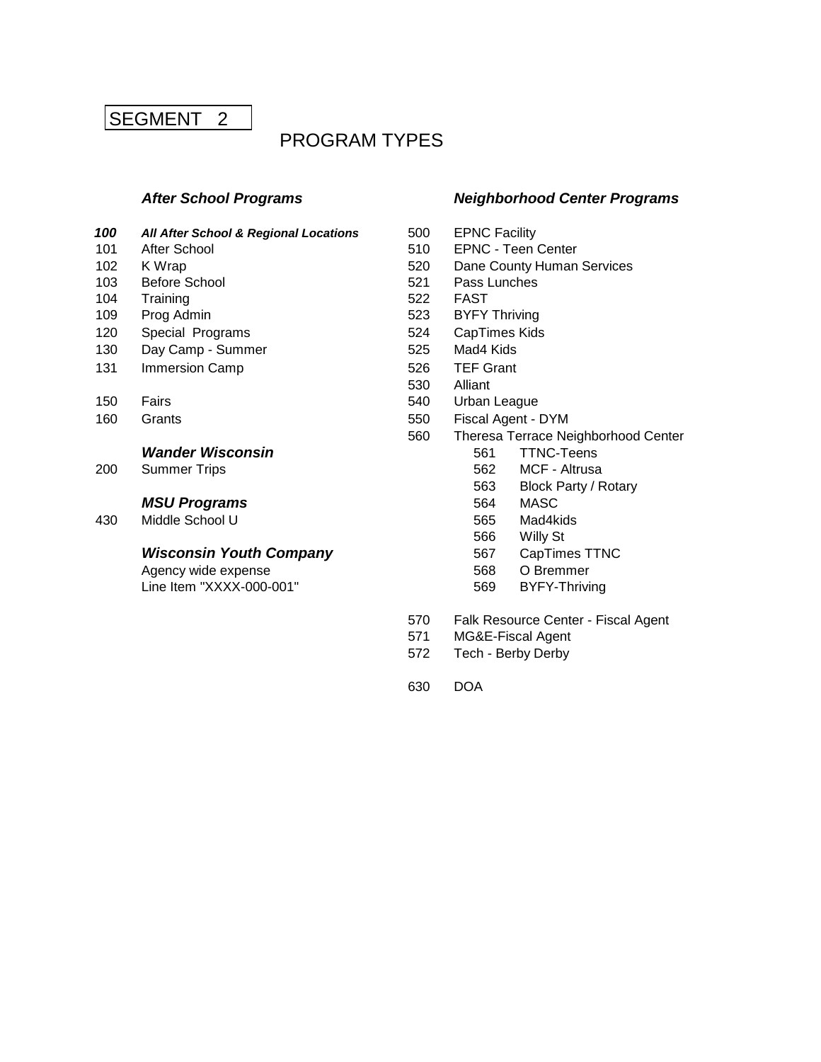SEGMENT 2

# PROGRAM TYPES

### *After School Programs*

| | |
|---|---|
| ***100*** | ***All After School & Regional Locations*** |
| 101 | After School |
| 102 | K Wrap |
| 103 | Before School |
| 104 | Training |
| 109 | Prog Admin |
| 120 | Special Programs |
| 130 | Day Camp - Summer |
| 131 | Immersion Camp |
| 150 | Fairs |
| 160 | Grants |

### *Wander Wisconsin*

| | |
|---|---|
| 200 | Summer Trips |

### *MSU Programs*

| | |
|---|---|
| 430 | Middle School U |

### *Wisconsin Youth Company*

Agency wide expense
Line Item "XXXX-000-001"

### *Neighborhood Center Programs*

| | | |
|---|---|---|
| 500 | EPNC Facility | |
| 510 | EPNC - Teen Center | |
| 520 | Dane County Human Services | |
| 521 | Pass Lunches | |
| 522 | FAST | |
| 523 | BYFY Thriving | |
| 524 | CapTimes Kids | |
| 525 | Mad4 Kids | |
| 526 | TEF Grant | |
| 530 | Alliant | |
| 540 | Urban League | |
| 550 | Fiscal Agent - DYM | |
| 560 | Theresa Terrace Neighborhood Center | |
| | 561 | TTNC-Teens |
| | 562 | MCF - Altrusa |
| | 563 | Block Party / Rotary |
| | 564 | MASC |
| | 565 | Mad4kids |
| | 566 | Willy St |
| | 567 | CapTimes TTNC |
| | 568 | O Bremmer |
| | 569 | BYFY-Thriving |
| 570 | Falk Resource Center - Fiscal Agent | |
| 571 | MG&E-Fiscal Agent | |
| 572 | Tech - Berby Derby | |
| 630 | DOA | |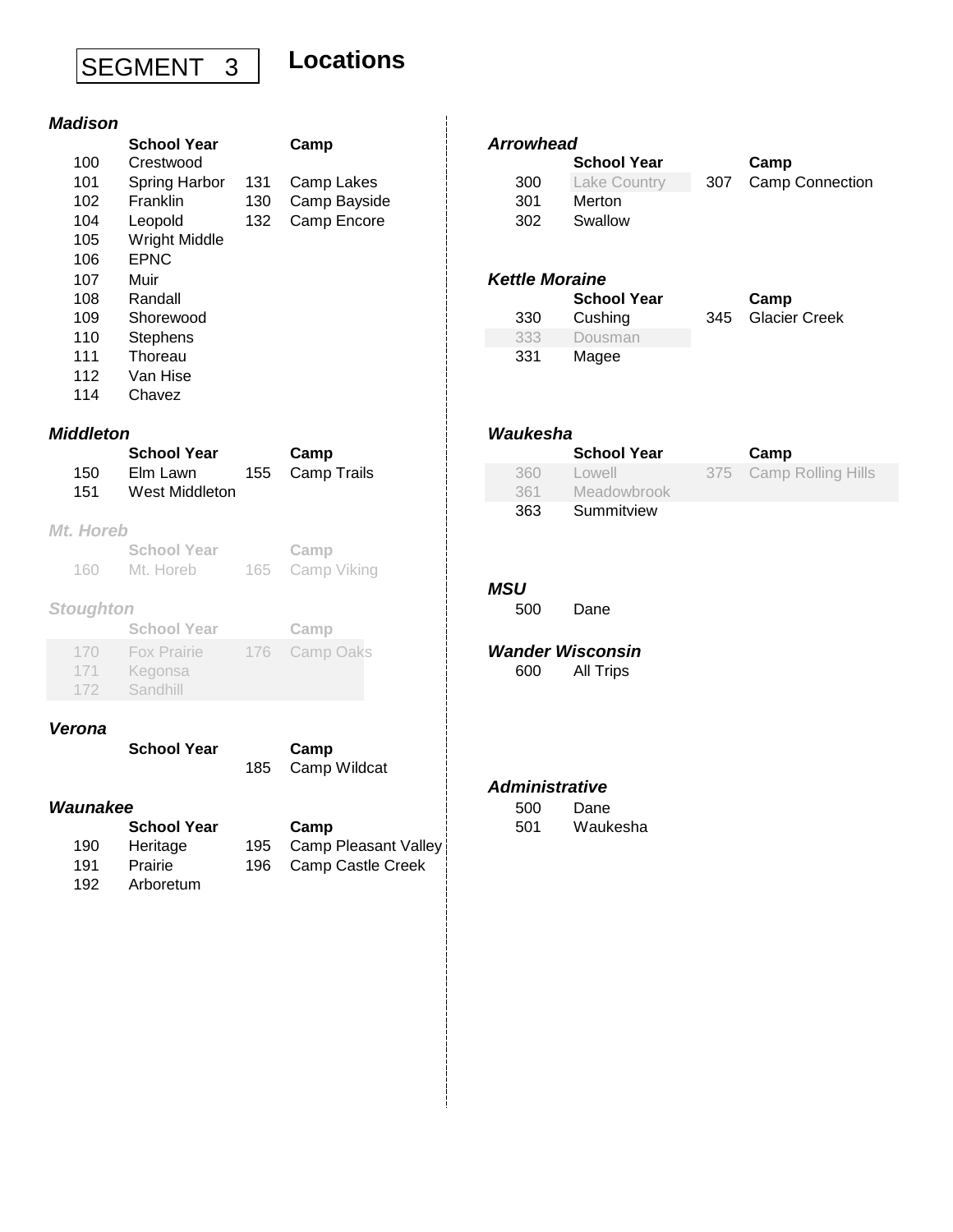# SEGMENT 3 Locations

### *Madison*

| | School Year | | Camp |
|---|---|---|---|
| 100 | Crestwood | | |
| 101 | Spring Harbor | 131 | Camp Lakes |
| 102 | Franklin | 130 | Camp Bayside |
| 104 | Leopold | 132 | Camp Encore |
| 105 | Wright Middle | | |
| 106 | EPNC | | |
| 107 | Muir | | |
| 108 | Randall | | |
| 109 | Shorewood | | |
| 110 | Stephens | | |
| 111 | Thoreau | | |
| 112 | Van Hise | | |
| 114 | Chavez | | |

### *Middleton*

| | School Year | | Camp |
|---|---|---|---|
| 150 | Elm Lawn | 155 | Camp Trails |
| 151 | West Middleton | | |

### *Mt. Horeb*

| | School Year | | Camp |
|---|---|---|---|
| 160 | Mt. Horeb | 165 | Camp Viking |

### *Stoughton*

| | School Year | | Camp |
|---|---|---|---|
| 170 | Fox Prairie | 176 | Camp Oaks |
| 171 | Kegonsa | | |
| 172 | Sandhill | | |

### *Verona*

| | School Year | | Camp |
|---|---|---|---|
| | | 185 | Camp Wildcat |

### *Waunakee*

| | School Year | | Camp |
|---|---|---|---|
| 190 | Heritage | 195 | Camp Pleasant Valley |
| 191 | Prairie | 196 | Camp Castle Creek |
| 192 | Arboretum | | |

### *Arrowhead*

| | School Year | | Camp |
|---|---|---|---|
| 300 | Lake Country | 307 | Camp Connection |
| 301 | Merton | | |
| 302 | Swallow | | |

### *Kettle Moraine*

| | School Year | | Camp |
|---|---|---|---|
| 330 | Cushing | 345 | Glacier Creek |
| 333 | Dousman | | |
| 331 | Magee | | |

### *Waukesha*

| | School Year | | Camp |
|---|---|---|---|
| 360 | Lowell | 375 | Camp Rolling Hills |
| 361 | Meadowbrook | | |
| 363 | Summitview | | |

### *MSU*

500 Dane

### *Wander Wisconsin*

600 All Trips

### *Administrative*

500 Dane
501 Waukesha